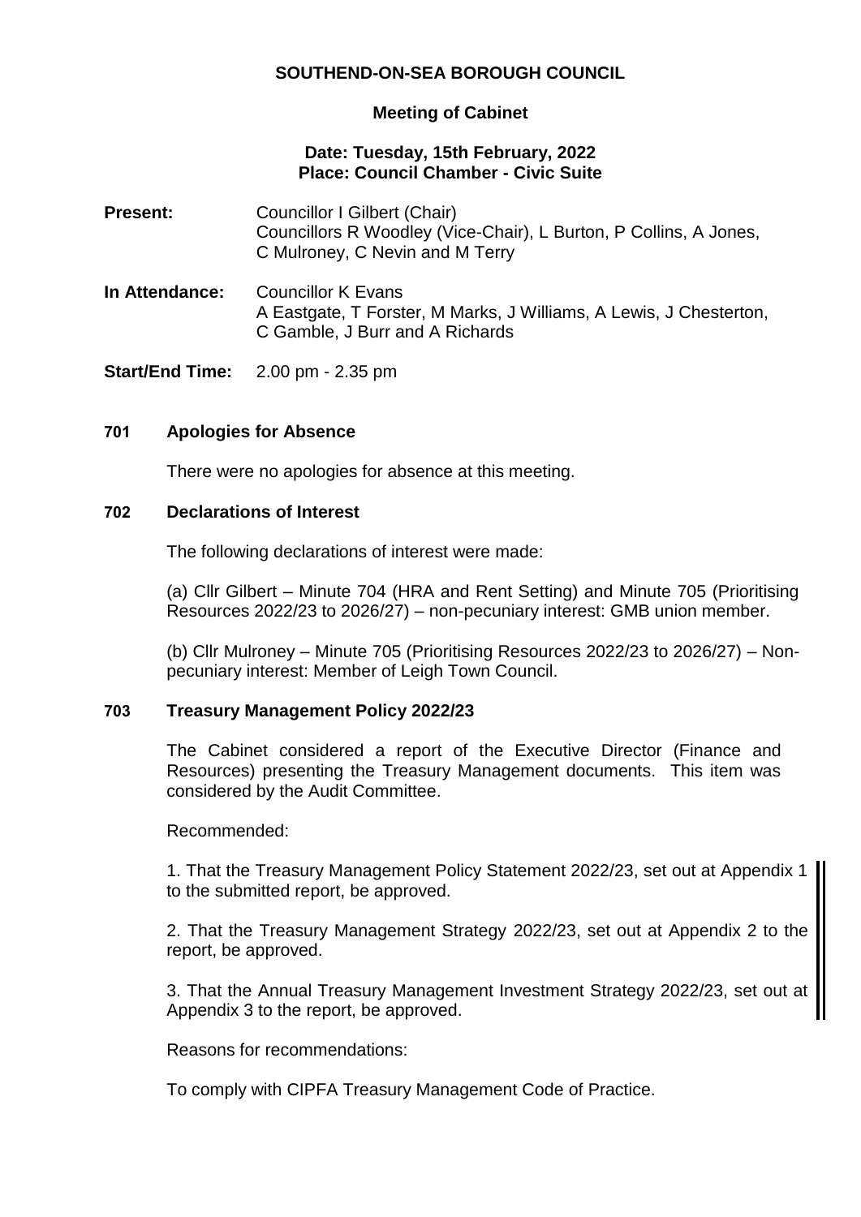# SOUTHEND-ON-SEA BOROUGH COUNCIL

## Meeting of Cabinet

**Date: Tuesday, 15th February, 2022**
**Place: Council Chamber - Civic Suite**

**Present:** Councillor I Gilbert (Chair)
Councillors R Woodley (Vice-Chair), L Burton, P Collins, A Jones, C Mulroney, C Nevin and M Terry

**In Attendance:** Councillor K Evans
A Eastgate, T Forster, M Marks, J Williams, A Lewis, J Chesterton, C Gamble, J Burr and A Richards

**Start/End Time:** 2.00 pm - 2.35 pm

### 701 Apologies for Absence

There were no apologies for absence at this meeting.

### 702 Declarations of Interest

The following declarations of interest were made:

(a) Cllr Gilbert – Minute 704 (HRA and Rent Setting) and Minute 705 (Prioritising Resources 2022/23 to 2026/27) – non-pecuniary interest: GMB union member.

(b) Cllr Mulroney – Minute 705 (Prioritising Resources 2022/23 to 2026/27) – Non-pecuniary interest: Member of Leigh Town Council.

### 703 Treasury Management Policy 2022/23

The Cabinet considered a report of the Executive Director (Finance and Resources) presenting the Treasury Management documents. This item was considered by the Audit Committee.

Recommended:

1. That the Treasury Management Policy Statement 2022/23, set out at Appendix 1 to the submitted report, be approved.

2. That the Treasury Management Strategy 2022/23, set out at Appendix 2 to the report, be approved.

3. That the Annual Treasury Management Investment Strategy 2022/23, set out at Appendix 3 to the report, be approved.

Reasons for recommendations:

To comply with CIPFA Treasury Management Code of Practice.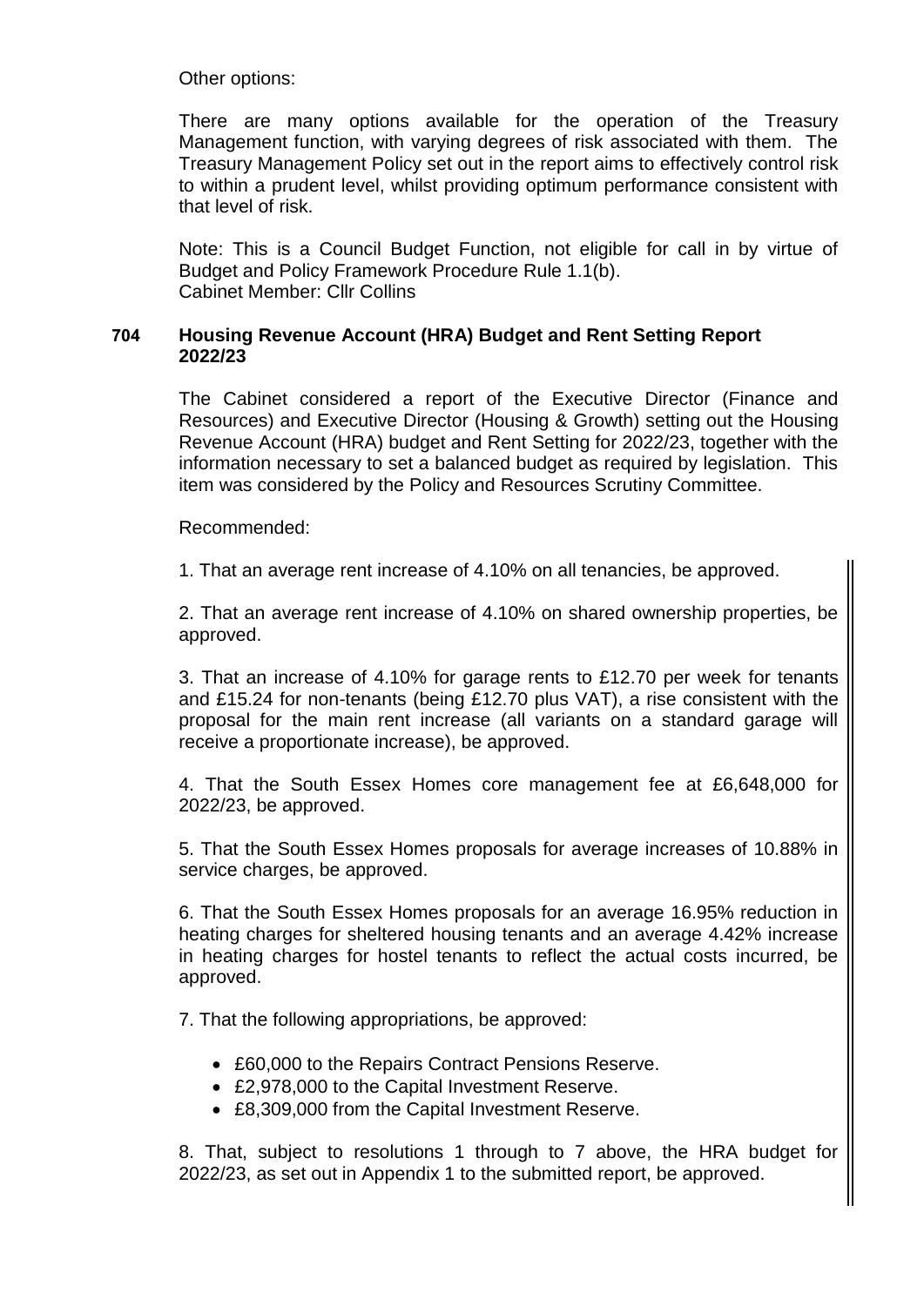Other options:

There are many options available for the operation of the Treasury Management function, with varying degrees of risk associated with them. The Treasury Management Policy set out in the report aims to effectively control risk to within a prudent level, whilst providing optimum performance consistent with that level of risk.

Note: This is a Council Budget Function, not eligible for call in by virtue of Budget and Policy Framework Procedure Rule 1.1(b).
Cabinet Member: Cllr Collins

## 704 Housing Revenue Account (HRA) Budget and Rent Setting Report 2022/23

The Cabinet considered a report of the Executive Director (Finance and Resources) and Executive Director (Housing & Growth) setting out the Housing Revenue Account (HRA) budget and Rent Setting for 2022/23, together with the information necessary to set a balanced budget as required by legislation. This item was considered by the Policy and Resources Scrutiny Committee.

Recommended:

1. That an average rent increase of 4.10% on all tenancies, be approved.

2. That an average rent increase of 4.10% on shared ownership properties, be approved.

3. That an increase of 4.10% for garage rents to £12.70 per week for tenants and £15.24 for non-tenants (being £12.70 plus VAT), a rise consistent with the proposal for the main rent increase (all variants on a standard garage will receive a proportionate increase), be approved.

4. That the South Essex Homes core management fee at £6,648,000 for 2022/23, be approved.

5. That the South Essex Homes proposals for average increases of 10.88% in service charges, be approved.

6. That the South Essex Homes proposals for an average 16.95% reduction in heating charges for sheltered housing tenants and an average 4.42% increase in heating charges for hostel tenants to reflect the actual costs incurred, be approved.

7. That the following appropriations, be approved:

- £60,000 to the Repairs Contract Pensions Reserve.
- £2,978,000 to the Capital Investment Reserve.
- £8,309,000 from the Capital Investment Reserve.

8. That, subject to resolutions 1 through to 7 above, the HRA budget for 2022/23, as set out in Appendix 1 to the submitted report, be approved.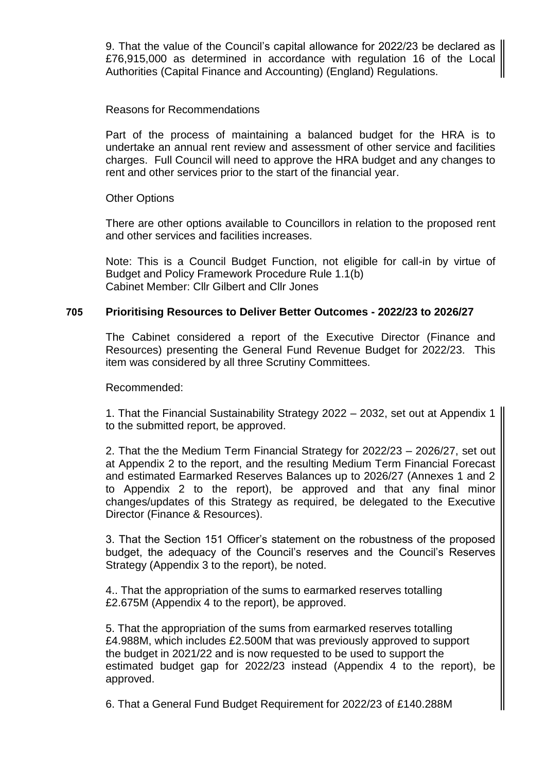9. That the value of the Council's capital allowance for 2022/23 be declared as £76,915,000 as determined in accordance with regulation 16 of the Local Authorities (Capital Finance and Accounting) (England) Regulations.

Reasons for Recommendations

Part of the process of maintaining a balanced budget for the HRA is to undertake an annual rent review and assessment of other service and facilities charges. Full Council will need to approve the HRA budget and any changes to rent and other services prior to the start of the financial year.

Other Options

There are other options available to Councillors in relation to the proposed rent and other services and facilities increases.

Note: This is a Council Budget Function, not eligible for call-in by virtue of Budget and Policy Framework Procedure Rule 1.1(b)
Cabinet Member: Cllr Gilbert and Cllr Jones

## 705 Prioritising Resources to Deliver Better Outcomes - 2022/23 to 2026/27

The Cabinet considered a report of the Executive Director (Finance and Resources) presenting the General Fund Revenue Budget for 2022/23. This item was considered by all three Scrutiny Committees.

Recommended:

1. That the Financial Sustainability Strategy 2022 – 2032, set out at Appendix 1 to the submitted report, be approved.

2. That the the Medium Term Financial Strategy for 2022/23 – 2026/27, set out at Appendix 2 to the report, and the resulting Medium Term Financial Forecast and estimated Earmarked Reserves Balances up to 2026/27 (Annexes 1 and 2 to Appendix 2 to the report), be approved and that any final minor changes/updates of this Strategy as required, be delegated to the Executive Director (Finance & Resources).

3. That the Section 151 Officer's statement on the robustness of the proposed budget, the adequacy of the Council's reserves and the Council's Reserves Strategy (Appendix 3 to the report), be noted.

4.. That the appropriation of the sums to earmarked reserves totalling £2.675M (Appendix 4 to the report), be approved.

5. That the appropriation of the sums from earmarked reserves totalling £4.988M, which includes £2.500M that was previously approved to support the budget in 2021/22 and is now requested to be used to support the estimated budget gap for 2022/23 instead (Appendix 4 to the report), be approved.

6. That a General Fund Budget Requirement for 2022/23 of £140.288M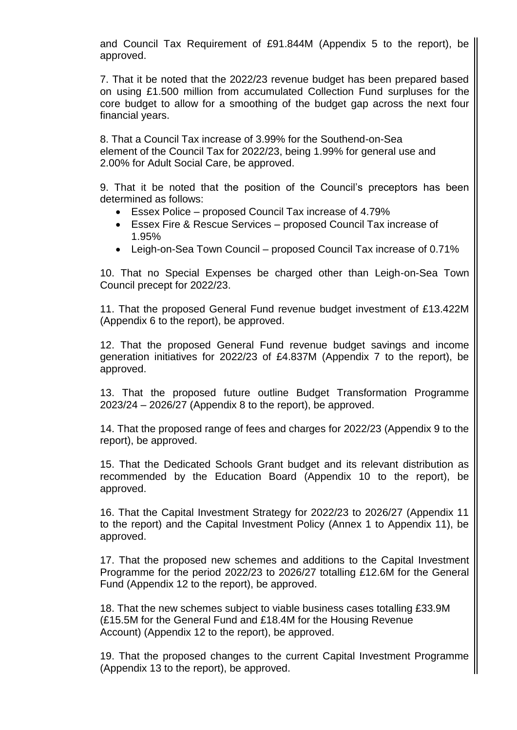and Council Tax Requirement of £91.844M (Appendix 5 to the report), be approved.

7. That it be noted that the 2022/23 revenue budget has been prepared based on using £1.500 million from accumulated Collection Fund surpluses for the core budget to allow for a smoothing of the budget gap across the next four financial years.

8. That a Council Tax increase of 3.99% for the Southend-on-Sea element of the Council Tax for 2022/23, being 1.99% for general use and 2.00% for Adult Social Care, be approved.

9. That it be noted that the position of the Council's preceptors has been determined as follows:

- Essex Police – proposed Council Tax increase of 4.79%
- Essex Fire & Rescue Services – proposed Council Tax increase of 1.95%
- Leigh-on-Sea Town Council – proposed Council Tax increase of 0.71%

10. That no Special Expenses be charged other than Leigh-on-Sea Town Council precept for 2022/23.

11. That the proposed General Fund revenue budget investment of £13.422M (Appendix 6 to the report), be approved.

12. That the proposed General Fund revenue budget savings and income generation initiatives for 2022/23 of £4.837M (Appendix 7 to the report), be approved.

13. That the proposed future outline Budget Transformation Programme 2023/24 – 2026/27 (Appendix 8 to the report), be approved.

14. That the proposed range of fees and charges for 2022/23 (Appendix 9 to the report), be approved.

15. That the Dedicated Schools Grant budget and its relevant distribution as recommended by the Education Board (Appendix 10 to the report), be approved.

16. That the Capital Investment Strategy for 2022/23 to 2026/27 (Appendix 11 to the report) and the Capital Investment Policy (Annex 1 to Appendix 11), be approved.

17. That the proposed new schemes and additions to the Capital Investment Programme for the period 2022/23 to 2026/27 totalling £12.6M for the General Fund (Appendix 12 to the report), be approved.

18. That the new schemes subject to viable business cases totalling £33.9M (£15.5M for the General Fund and £18.4M for the Housing Revenue Account) (Appendix 12 to the report), be approved.

19. That the proposed changes to the current Capital Investment Programme (Appendix 13 to the report), be approved.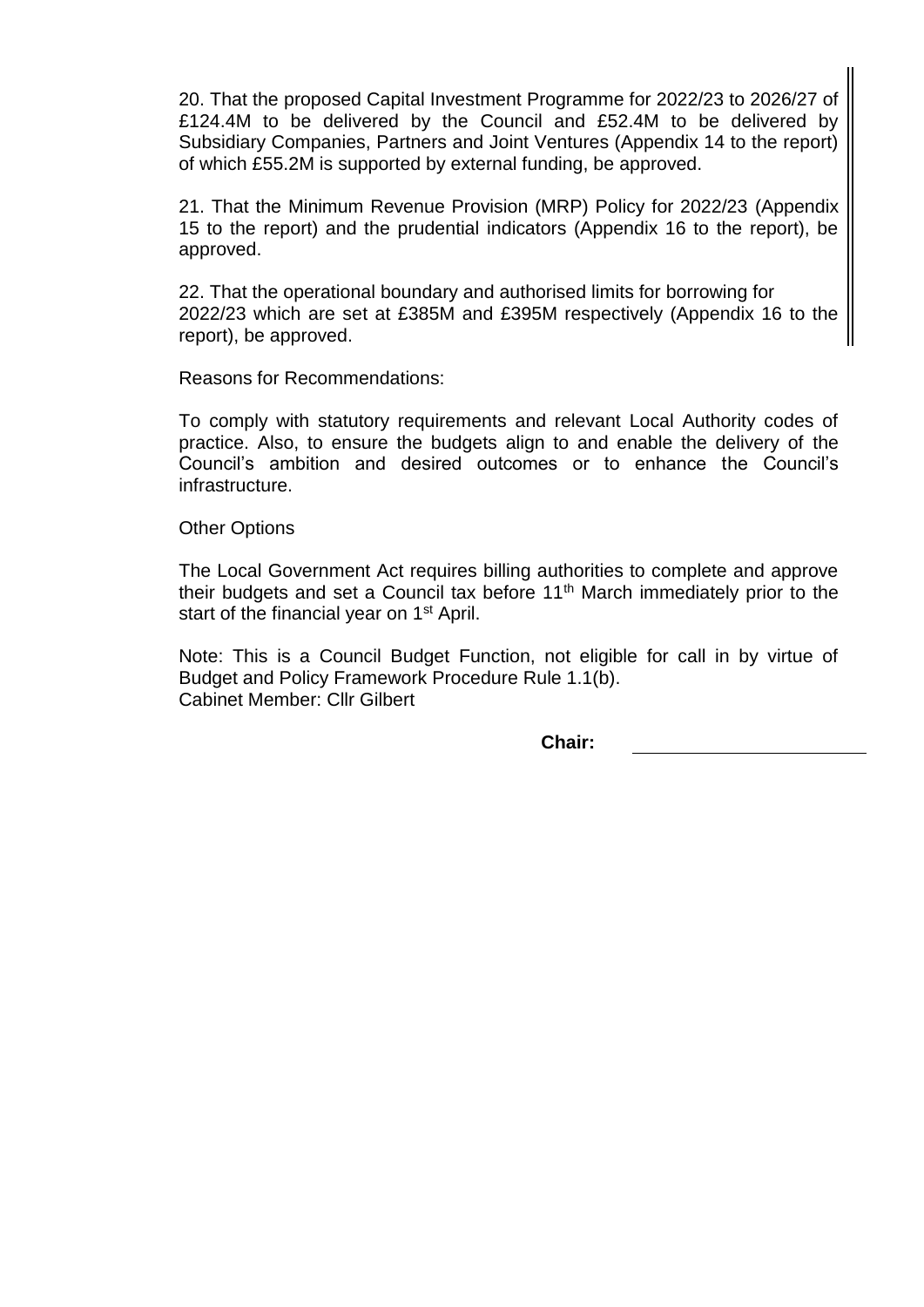20. That the proposed Capital Investment Programme for 2022/23 to 2026/27 of £124.4M to be delivered by the Council and £52.4M to be delivered by Subsidiary Companies, Partners and Joint Ventures (Appendix 14 to the report) of which £55.2M is supported by external funding, be approved.

21. That the Minimum Revenue Provision (MRP) Policy for 2022/23 (Appendix 15 to the report) and the prudential indicators (Appendix 16 to the report), be approved.

22. That the operational boundary and authorised limits for borrowing for 2022/23 which are set at £385M and £395M respectively (Appendix 16 to the report), be approved.

Reasons for Recommendations:

To comply with statutory requirements and relevant Local Authority codes of practice. Also, to ensure the budgets align to and enable the delivery of the Council's ambition and desired outcomes or to enhance the Council's infrastructure.

Other Options

The Local Government Act requires billing authorities to complete and approve their budgets and set a Council tax before 11th March immediately prior to the start of the financial year on 1st April.

Note: This is a Council Budget Function, not eligible for call in by virtue of Budget and Policy Framework Procedure Rule 1.1(b).
Cabinet Member: Cllr Gilbert

**Chair:** ______________________